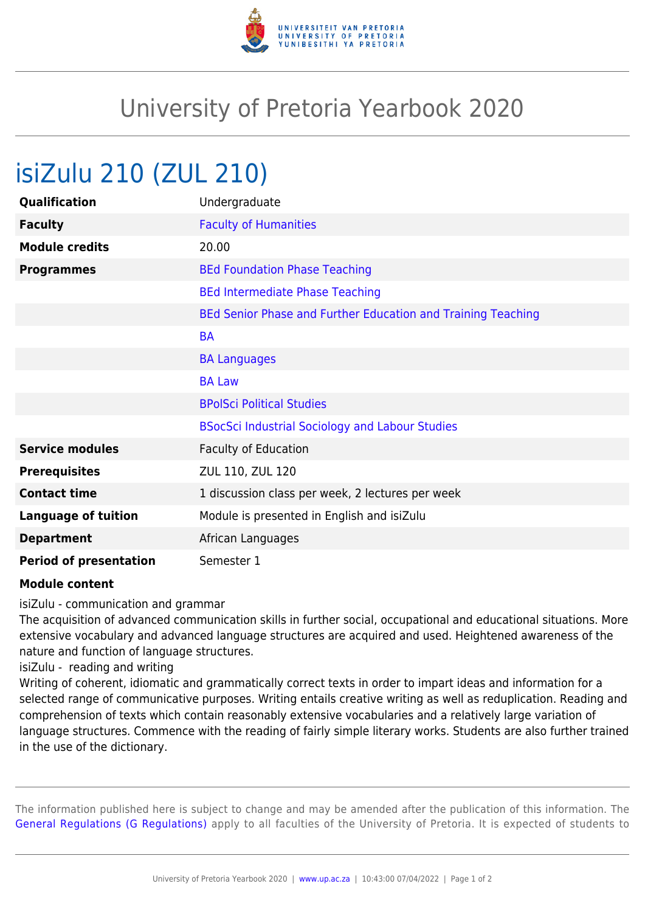# University of Pretoria Yearbook 2020

## isiZulu 210 (ZUL 210)

| | |
|---|---|
| **Qualification** | Undergraduate |
| **Faculty** | Faculty of Humanities |
| **Module credits** | 20.00 |
| **Programmes** | BEd Foundation Phase Teaching |
| | BEd Intermediate Phase Teaching |
| | BEd Senior Phase and Further Education and Training Teaching |
| | BA |
| | BA Languages |
| | BA Law |
| | BPolSci Political Studies |
| | BSocSci Industrial Sociology and Labour Studies |
| **Service modules** | Faculty of Education |
| **Prerequisites** | ZUL 110, ZUL 120 |
| **Contact time** | 1 discussion class per week, 2 lectures per week |
| **Language of tuition** | Module is presented in English and isiZulu |
| **Department** | African Languages |
| **Period of presentation** | Semester 1 |

**Module content**

isiZulu - communication and grammar
The acquisition of advanced communication skills in further social, occupational and educational situations. More extensive vocabulary and advanced language structures are acquired and used. Heightened awareness of the nature and function of language structures.
isiZulu - reading and writing
Writing of coherent, idiomatic and grammatically correct texts in order to impart ideas and information for a selected range of communicative purposes. Writing entails creative writing as well as reduplication. Reading and comprehension of texts which contain reasonably extensive vocabularies and a relatively large variation of language structures. Commence with the reading of fairly simple literary works. Students are also further trained in the use of the dictionary.

The information published here is subject to change and may be amended after the publication of this information. The General Regulations (G Regulations) apply to all faculties of the University of Pretoria. It is expected of students to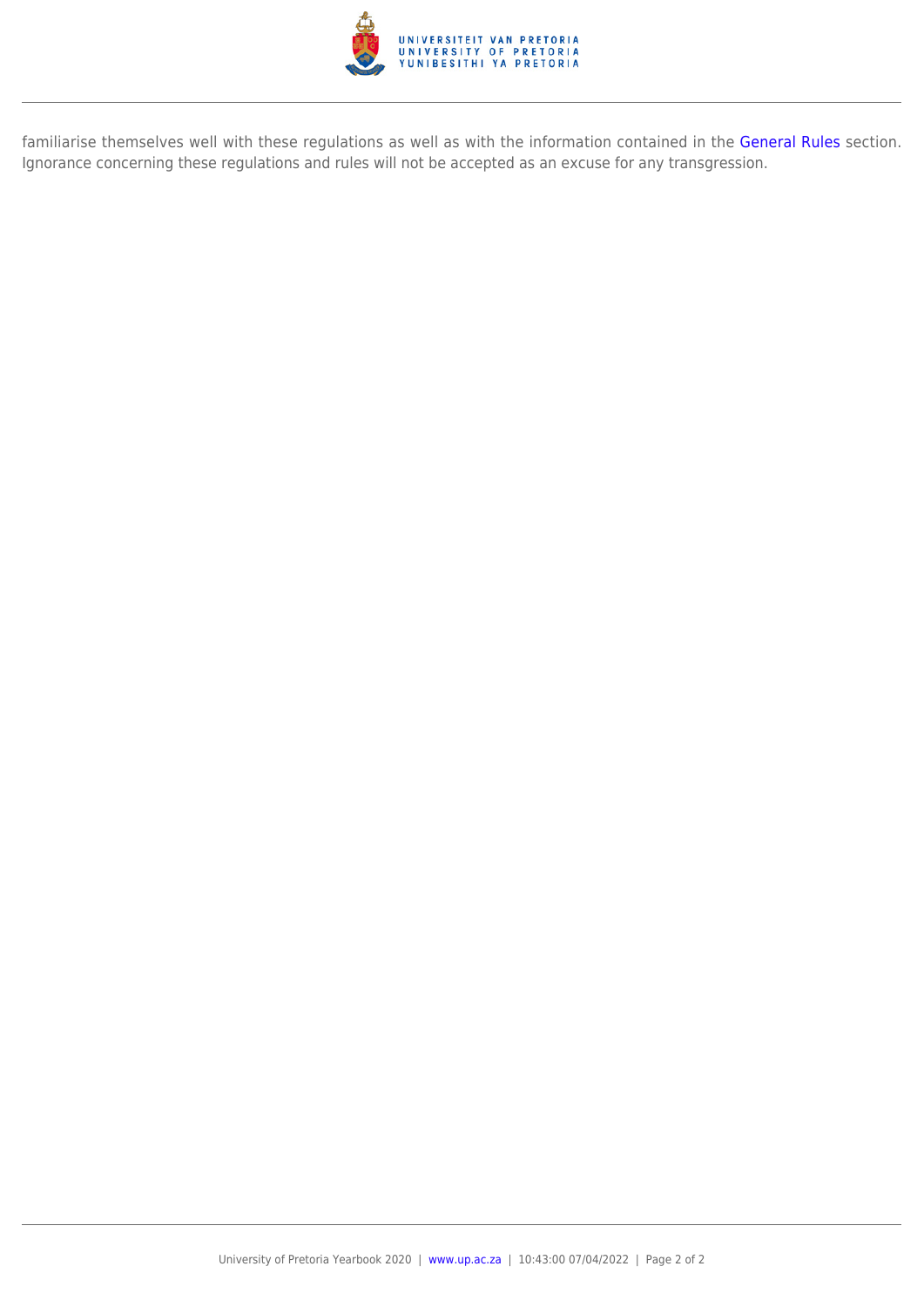familiarise themselves well with these regulations as well as with the information contained in the General Rules section. Ignorance concerning these regulations and rules will not be accepted as an excuse for any transgression.